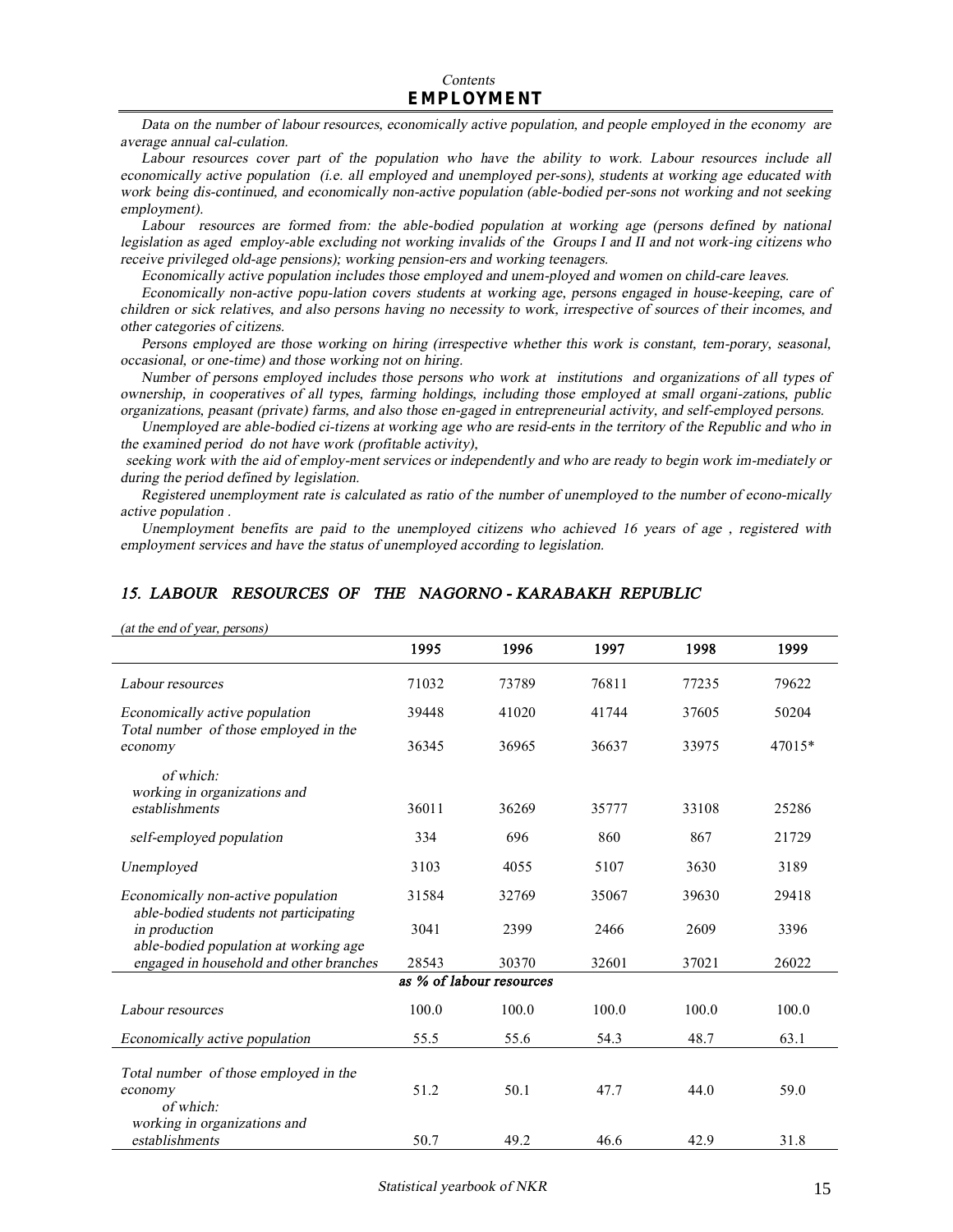*Contents*

## EMPLOYMENT

*Data on the number of labour resources, economically active population, and people employed in the economy are average annual cal-culation.*

*Labour resources cover part of the population who have the ability to work. Labour resources include all economically active population (i.e. all employed and unemployed per-sons), students at working age educated with work being dis-continued, and economically non-active population (able-bodied per-sons not working and not seeking employment).*

*Labour resources are formed from: the able-bodied population at working age (persons defined by national legislation as aged employ-able excluding not working invalids of the Groups I and II and not work-ing citizens who receive privileged old-age pensions); working pension-ers and working teenagers.*

*Economically active population includes those employed and unem-ployed and women on child-care leaves.*

*Economically non-active popu-lation covers students at working age, persons engaged in house-keeping, care of children or sick relatives, and also persons having no necessity to work, irrespective of sources of their incomes, and other categories of citizens.*

*Persons employed are those working on hiring (irrespective whether this work is constant, tem-porary, seasonal, occasional, or one-time) and those working not on hiring.*

*Number of persons employed includes those persons who work at institutions and organizations of all types of ownership, in cooperatives of all types, farming holdings, including those employed at small organi-zations, public organizations, peasant (private) farms, and also those en-gaged in entrepreneurial activity, and self-employed persons.*

*Unemployed are able-bodied ci-tizens at working age who are resid-ents in the territory of the Republic and who in the examined period do not have work (profitable activity), seeking work with the aid of employ-ment services or independently and who are ready to begin work im-mediately or during the period defined by legislation.*

*Registered unemployment rate is calculated as ratio of the number of unemployed to the number of econo-mically active population .*

*Unemployment benefits are paid to the unemployed citizens who achieved 16 years of age , registered with employment services and have the status of unemployed according to legislation.*

### *15. LABOUR RESOURCES OF THE NAGORNO - KARABAKH REPUBLIC*

*(at the end of year, persons)*

| | 1995 | 1996 | 1997 | 1998 | 1999 |
|---|---|---|---|---|---|
| *Labour resources* | 71032 | 73789 | 76811 | 77235 | 79622 |
| *Economically active population* | 39448 | 41020 | 41744 | 37605 | 50204 |
| *Total number of those employed in the economy* | 36345 | 36965 | 36637 | 33975 | 47015* |
| *of which:* | | | | | |
| *working in organizations and establishments* | 36011 | 36269 | 35777 | 33108 | 25286 |
| *self-employed population* | 334 | 696 | 860 | 867 | 21729 |
| *Unemployed* | 3103 | 4055 | 5107 | 3630 | 3189 |
| *Economically non-active population* | 31584 | 32769 | 35067 | 39630 | 29418 |
| *able-bodied students not participating in production* | 3041 | 2399 | 2466 | 2609 | 3396 |
| *able-bodied population at working age engaged in household and other branches* | 28543 | 30370 | 32601 | 37021 | 26022 |
| ***as % of labour resources*** | | | | | |
| *Labour resources* | 100.0 | 100.0 | 100.0 | 100.0 | 100.0 |
| *Economically active population* | 55.5 | 55.6 | 54.3 | 48.7 | 63.1 |
| *Total number of those employed in the economy* | 51.2 | 50.1 | 47.7 | 44.0 | 59.0 |
| *of which:* | | | | | |
| *working in organizations and establishments* | 50.7 | 49.2 | 46.6 | 42.9 | 31.8 |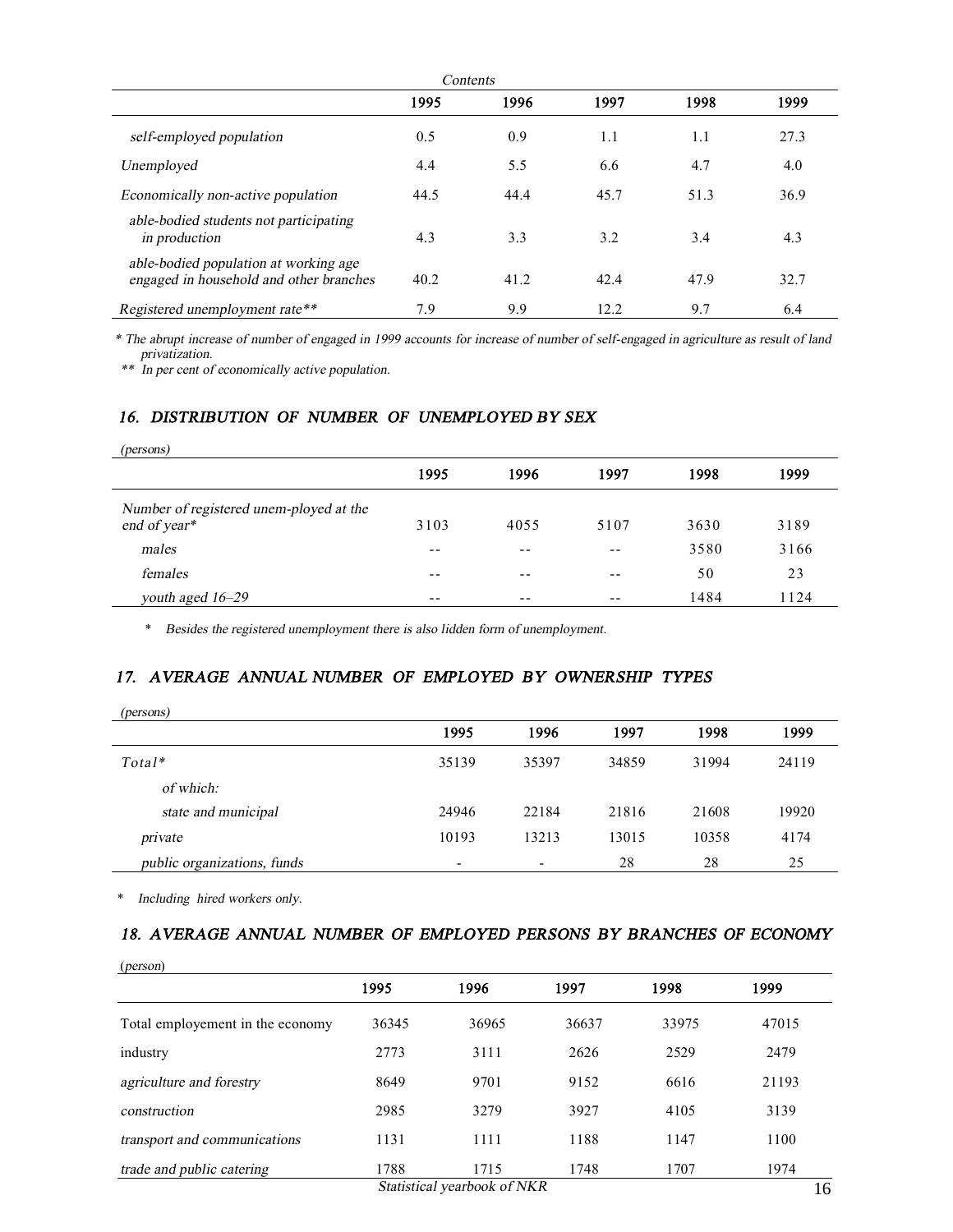*Contents*

| | 1995 | 1996 | 1997 | 1998 | 1999 |
|---|---|---|---|---|---|
| *self-employed population* | 0.5 | 0.9 | 1.1 | 1.1 | 27.3 |
| *Unemployed* | 4.4 | 5.5 | 6.6 | 4.7 | 4.0 |
| *Economically non-active population* | 44.5 | 44.4 | 45.7 | 51.3 | 36.9 |
| *able-bodied students not participating in production* | 4.3 | 3.3 | 3.2 | 3.4 | 4.3 |
| *able-bodied population at working age engaged in household and other branches* | 40.2 | 41.2 | 42.4 | 47.9 | 32.7 |
| *Registered unemployment rate*** | 7.9 | 9.9 | 12.2 | 9.7 | 6.4 |

*\* The abrupt increase of number of engaged in 1999 accounts for increase of number of self-engaged in agriculture as result of land privatization.*

*\*\* In per cent of economically active population.*

## *16. DISTRIBUTION OF NUMBER OF UNEMPLOYED BY SEX*

*(persons)*

| | 1995 | 1996 | 1997 | 1998 | 1999 |
|---|---|---|---|---|---|
| *Number of registered unem-ployed at the end of year** | 3103 | 4055 | 5107 | 3630 | 3189 |
| *males* | -- | -- | -- | 3580 | 3166 |
| *females* | -- | -- | -- | 50 | 23 |
| *youth aged 16–29* | -- | -- | -- | 1484 | 1124 |

*\* Besides the registered unemployment there is also lidden form of unemployment.*

## *17. AVERAGE ANNUAL NUMBER OF EMPLOYED BY OWNERSHIP TYPES*

*(persons)*

| | 1995 | 1996 | 1997 | 1998 | 1999 |
|---|---|---|---|---|---|
| *Total** | 35139 | 35397 | 34859 | 31994 | 24119 |
| *of which:* | | | | | |
| *state and municipal* | 24946 | 22184 | 21816 | 21608 | 19920 |
| *private* | 10193 | 13213 | 13015 | 10358 | 4174 |
| *public organizations, funds* | - | - | 28 | 28 | 25 |

*\* Including hired workers only.*

## *18. AVERAGE ANNUAL NUMBER OF EMPLOYED PERSONS BY BRANCHES OF ECONOMY*

*(person)*

| | 1995 | 1996 | 1997 | 1998 | 1999 |
|---|---|---|---|---|---|
| Total employement in the economy | 36345 | 36965 | 36637 | 33975 | 47015 |
| industry | 2773 | 3111 | 2626 | 2529 | 2479 |
| *agriculture and forestry* | 8649 | 9701 | 9152 | 6616 | 21193 |
| *construction* | 2985 | 3279 | 3927 | 4105 | 3139 |
| *transport and communications* | 1131 | 1111 | 1188 | 1147 | 1100 |
| *trade and public catering* | 1788 | 1715 | 1748 | 1707 | 1974 |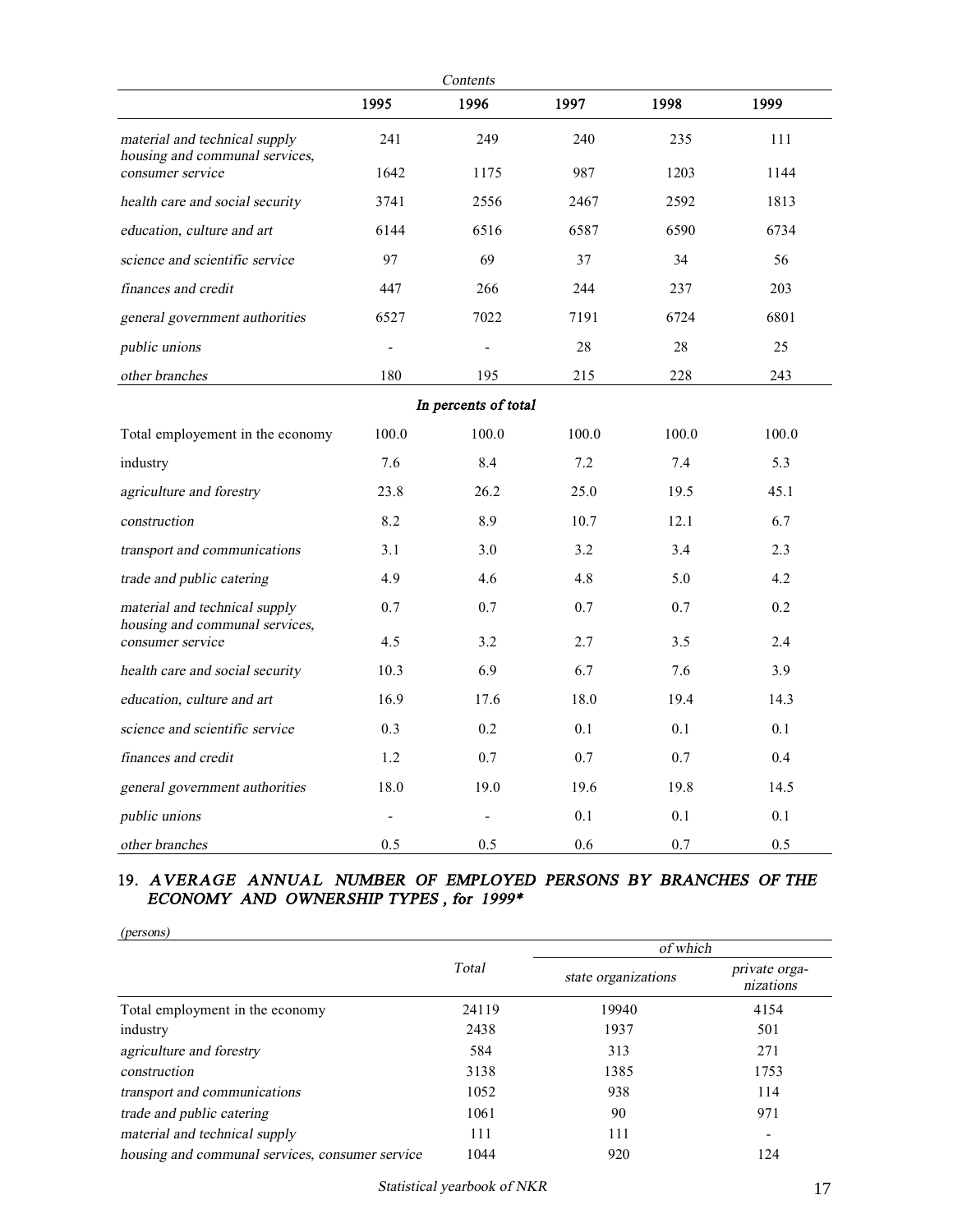*Contents*

| | 1995 | 1996 | 1997 | 1998 | 1999 |
|---|---|---|---|---|---|
| *material and technical supply* | 241 | 249 | 240 | 235 | 111 |
| *housing and communal services, consumer service* | 1642 | 1175 | 987 | 1203 | 1144 |
| *health care and social security* | 3741 | 2556 | 2467 | 2592 | 1813 |
| *education, culture and art* | 6144 | 6516 | 6587 | 6590 | 6734 |
| *science and scientific service* | 97 | 69 | 37 | 34 | 56 |
| *finances and credit* | 447 | 266 | 244 | 237 | 203 |
| *general government authorities* | 6527 | 7022 | 7191 | 6724 | 6801 |
| *public unions* | - | - | 28 | 28 | 25 |
| *other branches* | 180 | 195 | 215 | 228 | 243 |
| | | ***In percents of total*** | | | |
| Total employement in the economy | 100.0 | 100.0 | 100.0 | 100.0 | 100.0 |
| industry | 7.6 | 8.4 | 7.2 | 7.4 | 5.3 |
| *agriculture and forestry* | 23.8 | 26.2 | 25.0 | 19.5 | 45.1 |
| *construction* | 8.2 | 8.9 | 10.7 | 12.1 | 6.7 |
| *transport and communications* | 3.1 | 3.0 | 3.2 | 3.4 | 2.3 |
| *trade and public catering* | 4.9 | 4.6 | 4.8 | 5.0 | 4.2 |
| *material and technical supply* | 0.7 | 0.7 | 0.7 | 0.7 | 0.2 |
| *housing and communal services, consumer service* | 4.5 | 3.2 | 2.7 | 3.5 | 2.4 |
| *health care and social security* | 10.3 | 6.9 | 6.7 | 7.6 | 3.9 |
| *education, culture and art* | 16.9 | 17.6 | 18.0 | 19.4 | 14.3 |
| *science and scientific service* | 0.3 | 0.2 | 0.1 | 0.1 | 0.1 |
| *finances and credit* | 1.2 | 0.7 | 0.7 | 0.7 | 0.4 |
| *general government authorities* | 18.0 | 19.0 | 19.6 | 19.8 | 14.5 |
| *public unions* | - | - | 0.1 | 0.1 | 0.1 |
| *other branches* | 0.5 | 0.5 | 0.6 | 0.7 | 0.5 |

## 19. *AVERAGE ANNUAL NUMBER OF EMPLOYED PERSONS BY BRANCHES OF THE ECONOMY AND OWNERSHIP TYPES , for 1999**

*(persons)*

| | Total | of which | |
|---|---|---|---|
| | | state organizations | private organizations |
| Total employment in the economy | 24119 | 19940 | 4154 |
| industry | 2438 | 1937 | 501 |
| *agriculture and forestry* | 584 | 313 | 271 |
| *construction* | 3138 | 1385 | 1753 |
| *transport and communications* | 1052 | 938 | 114 |
| *trade and public catering* | 1061 | 90 | 971 |
| *material and technical supply* | 111 | 111 | - |
| *housing and communal services, consumer service* | 1044 | 920 | 124 |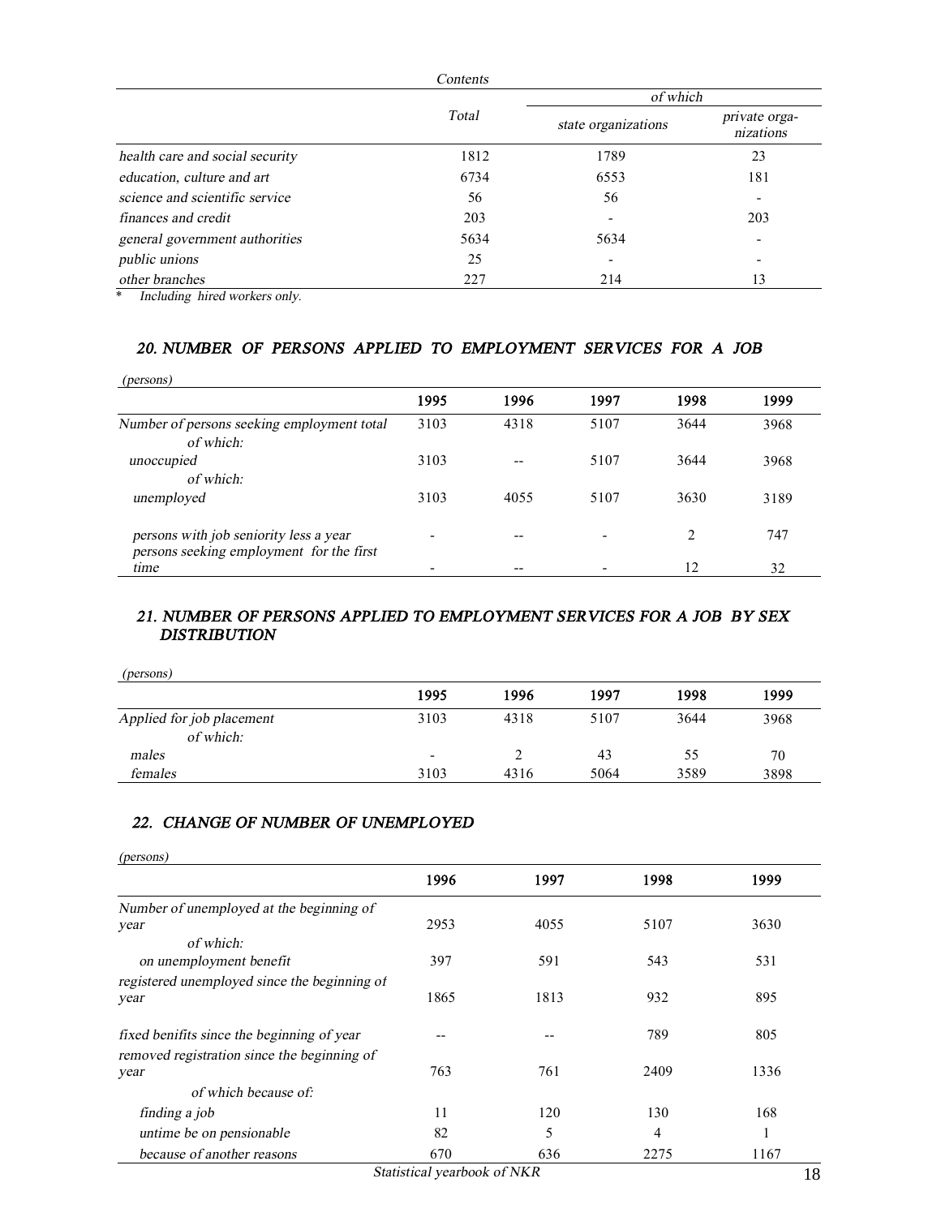*Contents*

| | Total | of which | |
|---|---|---|---|
| | | state organizations | private organizations |
| *health care and social security* | 1812 | 1789 | 23 |
| *education, culture and art* | 6734 | 6553 | 181 |
| *science and scientific service* | 56 | 56 | - |
| *finances and credit* | 203 | - | 203 |
| *general government authorities* | 5634 | 5634 | - |
| *public unions* | 25 | - | - |
| *other branches* | 227 | 214 | 13 |

\* *Including hired workers only.*

### *20. NUMBER OF PERSONS APPLIED TO EMPLOYMENT SERVICES FOR A JOB*

*(persons)*

| | 1995 | 1996 | 1997 | 1998 | 1999 |
|---|---|---|---|---|---|
| *Number of persons seeking employment total* | 3103 | 4318 | 5107 | 3644 | 3968 |
| *of which:* | | | | | |
| *unoccupied* | 3103 | -- | 5107 | 3644 | 3968 |
| *of which:* | | | | | |
| *unemployed* | 3103 | 4055 | 5107 | 3630 | 3189 |
| *persons with job seniority less a year* | - | -- | - | 2 | 747 |
| *persons seeking employment for the first time* | - | -- | - | 12 | 32 |

### *21. NUMBER OF PERSONS APPLIED TO EMPLOYMENT SERVICES FOR A JOB BY SEX DISTRIBUTION*

*(persons)*

| | 1995 | 1996 | 1997 | 1998 | 1999 |
|---|---|---|---|---|---|
| *Applied for job placement* | 3103 | 4318 | 5107 | 3644 | 3968 |
| *of which:* | | | | | |
| *males* | - | 2 | 43 | 55 | 70 |
| *females* | 3103 | 4316 | 5064 | 3589 | 3898 |

### *22. CHANGE OF NUMBER OF UNEMPLOYED*

*(persons)*

| | 1996 | 1997 | 1998 | 1999 |
|---|---|---|---|---|
| *Number of unemployed at the beginning of year* | 2953 | 4055 | 5107 | 3630 |
| *of which:* | | | | |
| *on unemployment benefit* | 397 | 591 | 543 | 531 |
| *registered unemployed since the beginning of year* | 1865 | 1813 | 932 | 895 |
| *fixed benifits since the beginning of year* | -- | -- | 789 | 805 |
| *removed registration since the beginning of year* | 763 | 761 | 2409 | 1336 |
| *of which because of:* | | | | |
| *finding a job* | 11 | 120 | 130 | 168 |
| *untime be on pensionable* | 82 | 5 | 4 | 1 |
| *because of another reasons* | 670 | 636 | 2275 | 1167 |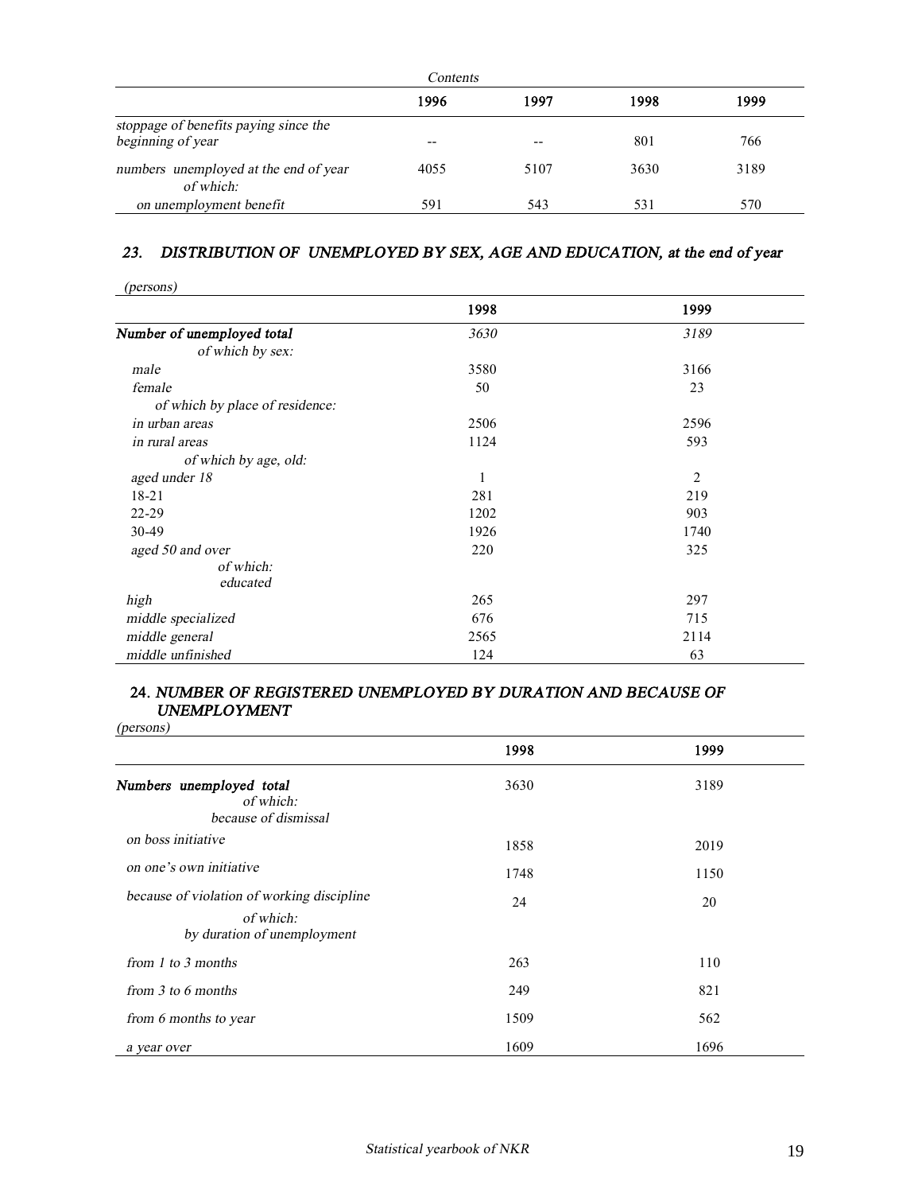*Contents*

| | 1996 | 1997 | 1998 | 1999 |
|---|---|---|---|---|
| *stoppage of benefits paying since the beginning of year* | -- | -- | 801 | 766 |
| *numbers unemployed at the end of year* | 4055 | 5107 | 3630 | 3189 |
| *of which:* | | | | |
| *on unemployment benefit* | 591 | 543 | 531 | 570 |

## 23. *DISTRIBUTION OF UNEMPLOYED BY SEX, AGE AND EDUCATION, at the end of year*

*(persons)*

| | 1998 | 1999 |
|---|---|---|
| ***Number of unemployed total*** | *3630* | *3189* |
| *of which by sex:* | | |
| *male* | 3580 | 3166 |
| *female* | 50 | 23 |
| *of which by place of residence:* | | |
| *in urban areas* | 2506 | 2596 |
| *in rural areas* | 1124 | 593 |
| *of which by age, old:* | | |
| *aged under 18* | 1 | 2 |
| 18-21 | 281 | 219 |
| 22-29 | 1202 | 903 |
| 30-49 | 1926 | 1740 |
| *aged 50 and over* | 220 | 325 |
| *of which: educated* | | |
| *high* | 265 | 297 |
| *middle specialized* | 676 | 715 |
| *middle general* | 2565 | 2114 |
| *middle unfinished* | 124 | 63 |

## 24. *NUMBER OF REGISTERED UNEMPLOYED BY DURATION AND BECAUSE OF UNEMPLOYMENT*

*(persons)*

| | 1998 | 1999 |
|---|---|---|
| ***Numbers unemployed total*** | 3630 | 3189 |
| *of which: because of dismissal* | | |
| *on boss initiative* | 1858 | 2019 |
| *on one's own initiative* | 1748 | 1150 |
| *because of violation of working discipline* | 24 | 20 |
| *of which: by duration of unemployment* | | |
| *from 1 to 3 months* | 263 | 110 |
| *from 3 to 6 months* | 249 | 821 |
| *from 6 months to year* | 1509 | 562 |
| *a year over* | 1609 | 1696 |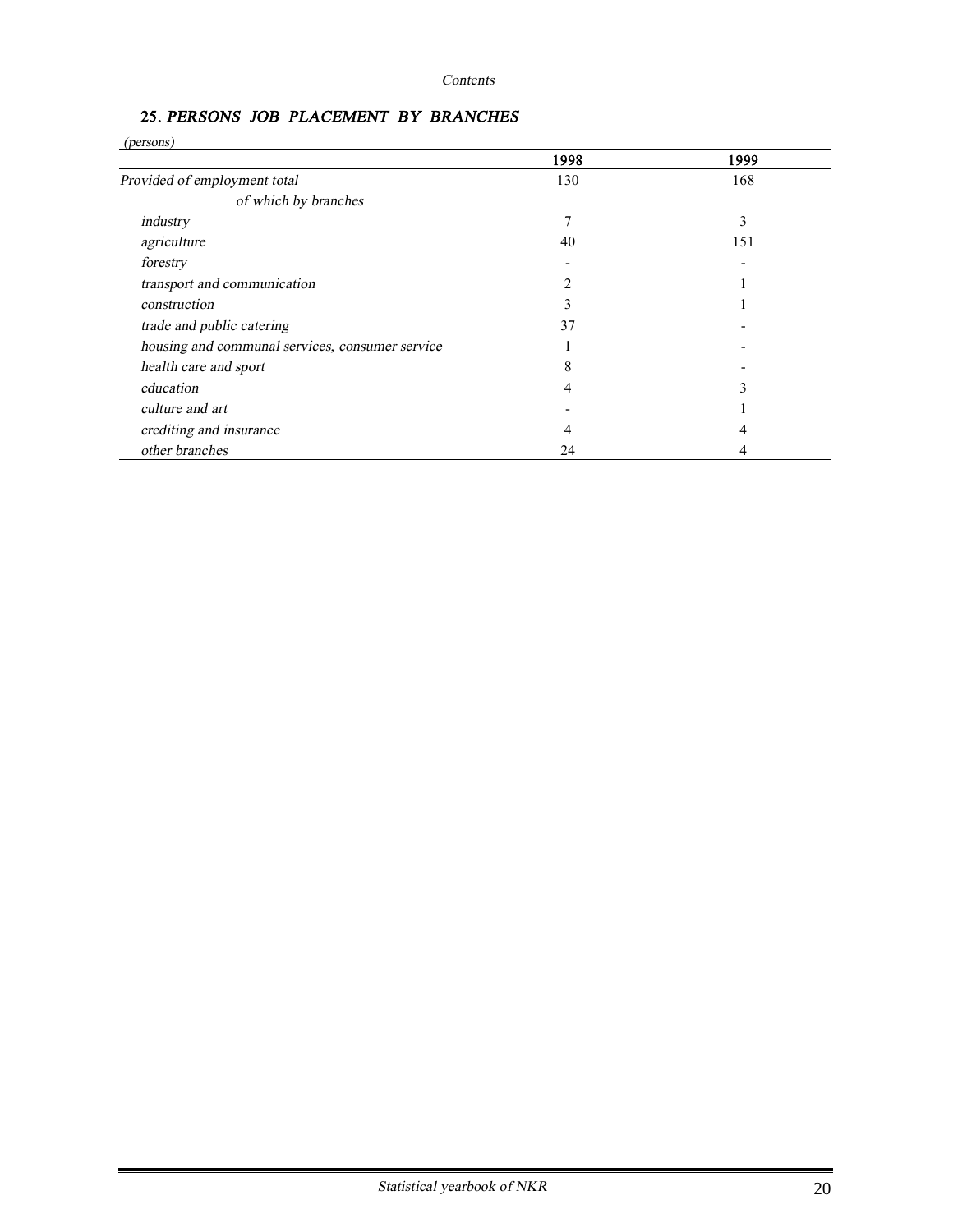Contents

## 25. *PERSONS JOB PLACEMENT BY BRANCHES*

*(persons)*

| | 1998 | 1999 |
|---|---|---|
| *Provided of employment total* | 130 | 168 |
| *of which by branches* | | |
| *industry* | 7 | 3 |
| *agriculture* | 40 | 151 |
| *forestry* | - | - |
| *transport and communication* | 2 | 1 |
| *construction* | 3 | 1 |
| *trade and public catering* | 37 | - |
| *housing and communal services, consumer service* | 1 | - |
| *health care and sport* | 8 | - |
| *education* | 4 | 3 |
| *culture and art* | - | 1 |
| *crediting and insurance* | 4 | 4 |
| *other branches* | 24 | 4 |